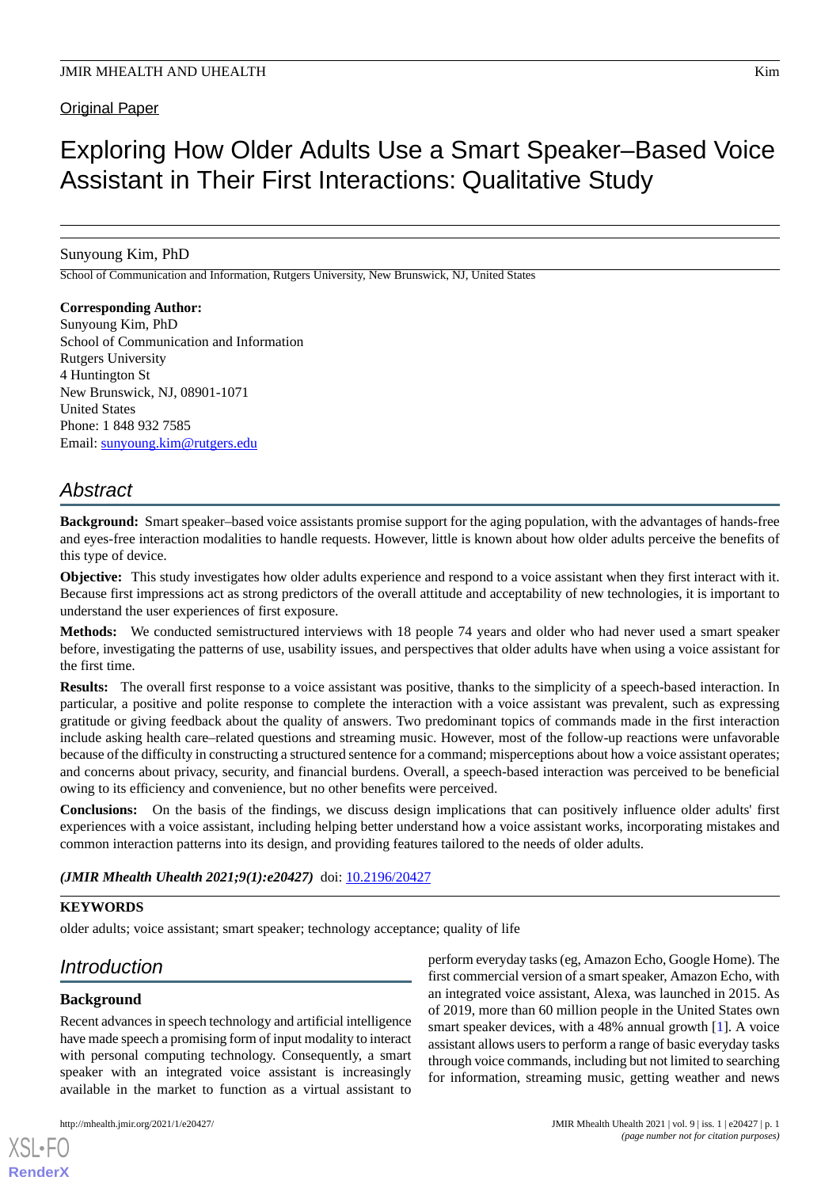Original Paper

# Exploring How Older Adults Use a Smart Speaker–Based Voice Assistant in Their First Interactions: Qualitative Study

Sunyoung Kim, PhD

School of Communication and Information, Rutgers University, New Brunswick, NJ, United States

**Corresponding Author:**
Sunyoung Kim, PhD
School of Communication and Information
Rutgers University
4 Huntington St
New Brunswick, NJ, 08901-1071
United States
Phone: 1 848 932 7585
Email: sunyoung.kim@rutgers.edu

## Abstract

**Background:** Smart speaker–based voice assistants promise support for the aging population, with the advantages of hands-free and eyes-free interaction modalities to handle requests. However, little is known about how older adults perceive the benefits of this type of device.

**Objective:** This study investigates how older adults experience and respond to a voice assistant when they first interact with it. Because first impressions act as strong predictors of the overall attitude and acceptability of new technologies, it is important to understand the user experiences of first exposure.

**Methods:** We conducted semistructured interviews with 18 people 74 years and older who had never used a smart speaker before, investigating the patterns of use, usability issues, and perspectives that older adults have when using a voice assistant for the first time.

**Results:** The overall first response to a voice assistant was positive, thanks to the simplicity of a speech-based interaction. In particular, a positive and polite response to complete the interaction with a voice assistant was prevalent, such as expressing gratitude or giving feedback about the quality of answers. Two predominant topics of commands made in the first interaction include asking health care–related questions and streaming music. However, most of the follow-up reactions were unfavorable because of the difficulty in constructing a structured sentence for a command; misperceptions about how a voice assistant operates; and concerns about privacy, security, and financial burdens. Overall, a speech-based interaction was perceived to be beneficial owing to its efficiency and convenience, but no other benefits were perceived.

**Conclusions:** On the basis of the findings, we discuss design implications that can positively influence older adults' first experiences with a voice assistant, including helping better understand how a voice assistant works, incorporating mistakes and common interaction patterns into its design, and providing features tailored to the needs of older adults.

***(JMIR Mhealth Uhealth 2021;9(1):e20427)*** doi: 10.2196/20427

**KEYWORDS**

older adults; voice assistant; smart speaker; technology acceptance; quality of life

## Introduction

### Background

Recent advances in speech technology and artificial intelligence have made speech a promising form of input modality to interact with personal computing technology. Consequently, a smart speaker with an integrated voice assistant is increasingly available in the market to function as a virtual assistant to perform everyday tasks (eg, Amazon Echo, Google Home). The first commercial version of a smart speaker, Amazon Echo, with an integrated voice assistant, Alexa, was launched in 2015. As of 2019, more than 60 million people in the United States own smart speaker devices, with a 48% annual growth [1]. A voice assistant allows users to perform a range of basic everyday tasks through voice commands, including but not limited to searching for information, streaming music, getting weather and news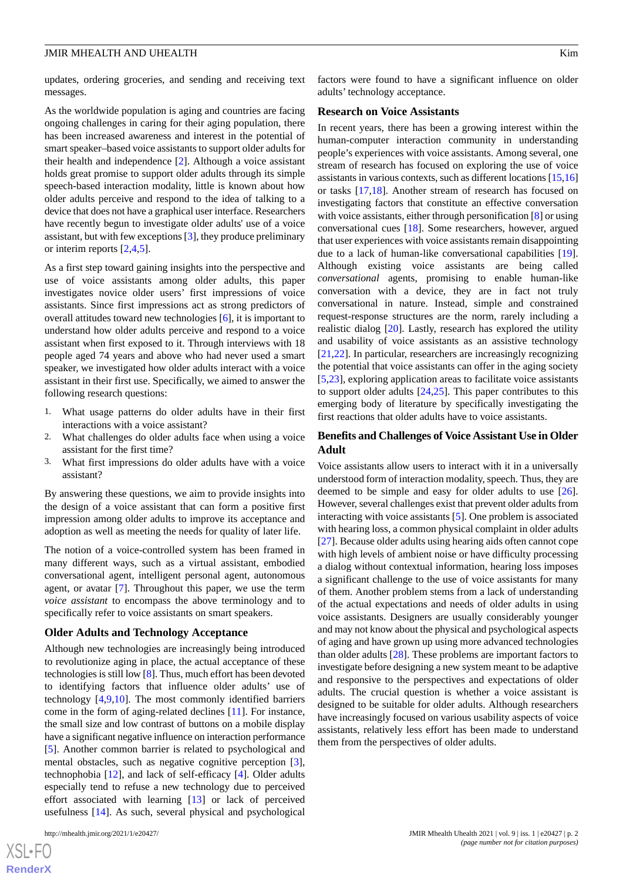updates, ordering groceries, and sending and receiving text messages.

As the worldwide population is aging and countries are facing ongoing challenges in caring for their aging population, there has been increased awareness and interest in the potential of smart speaker–based voice assistants to support older adults for their health and independence [2]. Although a voice assistant holds great promise to support older adults through its simple speech-based interaction modality, little is known about how older adults perceive and respond to the idea of talking to a device that does not have a graphical user interface. Researchers have recently begun to investigate older adults' use of a voice assistant, but with few exceptions [3], they produce preliminary or interim reports [2,4,5].

As a first step toward gaining insights into the perspective and use of voice assistants among older adults, this paper investigates novice older users' first impressions of voice assistants. Since first impressions act as strong predictors of overall attitudes toward new technologies [6], it is important to understand how older adults perceive and respond to a voice assistant when first exposed to it. Through interviews with 18 people aged 74 years and above who had never used a smart speaker, we investigated how older adults interact with a voice assistant in their first use. Specifically, we aimed to answer the following research questions:

1. What usage patterns do older adults have in their first interactions with a voice assistant?
2. What challenges do older adults face when using a voice assistant for the first time?
3. What first impressions do older adults have with a voice assistant?

By answering these questions, we aim to provide insights into the design of a voice assistant that can form a positive first impression among older adults to improve its acceptance and adoption as well as meeting the needs for quality of later life.

The notion of a voice-controlled system has been framed in many different ways, such as a virtual assistant, embodied conversational agent, intelligent personal agent, autonomous agent, or avatar [7]. Throughout this paper, we use the term *voice assistant* to encompass the above terminology and to specifically refer to voice assistants on smart speakers.

## Older Adults and Technology Acceptance

Although new technologies are increasingly being introduced to revolutionize aging in place, the actual acceptance of these technologies is still low [8]. Thus, much effort has been devoted to identifying factors that influence older adults' use of technology [4,9,10]. The most commonly identified barriers come in the form of aging-related declines [11]. For instance, the small size and low contrast of buttons on a mobile display have a significant negative influence on interaction performance [5]. Another common barrier is related to psychological and mental obstacles, such as negative cognitive perception [3], technophobia [12], and lack of self-efficacy [4]. Older adults especially tend to refuse a new technology due to perceived effort associated with learning [13] or lack of perceived usefulness [14]. As such, several physical and psychological factors were found to have a significant influence on older adults' technology acceptance.

## Research on Voice Assistants

In recent years, there has been a growing interest within the human-computer interaction community in understanding people's experiences with voice assistants. Among several, one stream of research has focused on exploring the use of voice assistants in various contexts, such as different locations [15,16] or tasks [17,18]. Another stream of research has focused on investigating factors that constitute an effective conversation with voice assistants, either through personification [8] or using conversational cues [18]. Some researchers, however, argued that user experiences with voice assistants remain disappointing due to a lack of human-like conversational capabilities [19]. Although existing voice assistants are being called *conversational* agents, promising to enable human-like conversation with a device, they are in fact not truly conversational in nature. Instead, simple and constrained request-response structures are the norm, rarely including a realistic dialog [20]. Lastly, research has explored the utility and usability of voice assistants as an assistive technology [21,22]. In particular, researchers are increasingly recognizing the potential that voice assistants can offer in the aging society [5,23], exploring application areas to facilitate voice assistants to support older adults [24,25]. This paper contributes to this emerging body of literature by specifically investigating the first reactions that older adults have to voice assistants.

## Benefits and Challenges of Voice Assistant Use in Older Adult

Voice assistants allow users to interact with it in a universally understood form of interaction modality, speech. Thus, they are deemed to be simple and easy for older adults to use [26]. However, several challenges exist that prevent older adults from interacting with voice assistants [5]. One problem is associated with hearing loss, a common physical complaint in older adults [27]. Because older adults using hearing aids often cannot cope with high levels of ambient noise or have difficulty processing a dialog without contextual information, hearing loss imposes a significant challenge to the use of voice assistants for many of them. Another problem stems from a lack of understanding of the actual expectations and needs of older adults in using voice assistants. Designers are usually considerably younger and may not know about the physical and psychological aspects of aging and have grown up using more advanced technologies than older adults [28]. These problems are important factors to investigate before designing a new system meant to be adaptive and responsive to the perspectives and expectations of older adults. The crucial question is whether a voice assistant is designed to be suitable for older adults. Although researchers have increasingly focused on various usability aspects of voice assistants, relatively less effort has been made to understand them from the perspectives of older adults.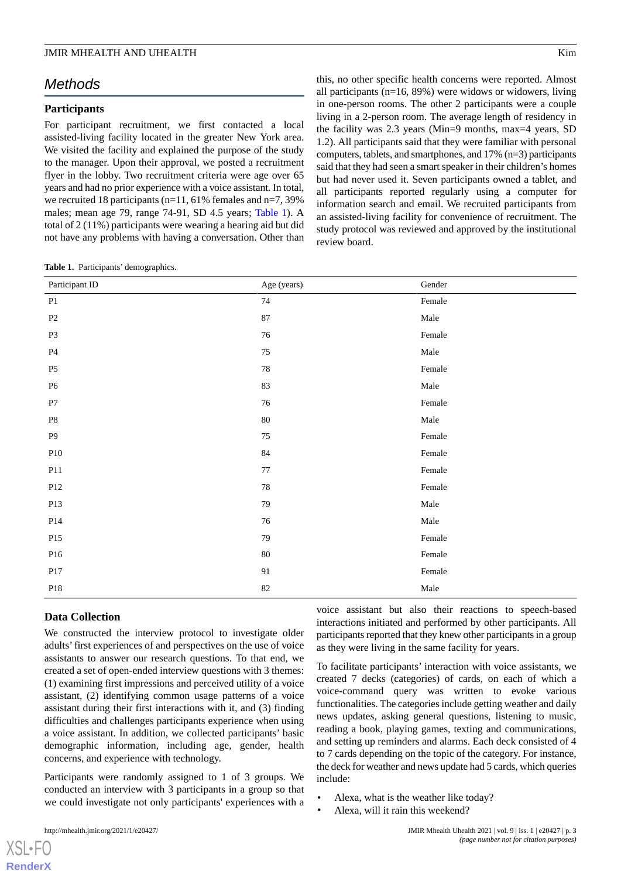## Methods

### Participants

For participant recruitment, we first contacted a local assisted-living facility located in the greater New York area. We visited the facility and explained the purpose of the study to the manager. Upon their approval, we posted a recruitment flyer in the lobby. Two recruitment criteria were age over 65 years and had no prior experience with a voice assistant. In total, we recruited 18 participants (n=11, 61% females and n=7, 39% males; mean age 79, range 74-91, SD 4.5 years; Table 1). A total of 2 (11%) participants were wearing a hearing aid but did not have any problems with having a conversation. Other than this, no other specific health concerns were reported. Almost all participants (n=16, 89%) were widows or widowers, living in one-person rooms. The other 2 participants were a couple living in a 2-person room. The average length of residency in the facility was 2.3 years (Min=9 months, max=4 years, SD 1.2). All participants said that they were familiar with personal computers, tablets, and smartphones, and 17% (n=3) participants said that they had seen a smart speaker in their children's homes but had never used it. Seven participants owned a tablet, and all participants reported regularly using a computer for information search and email. We recruited participants from an assisted-living facility for convenience of recruitment. The study protocol was reviewed and approved by the institutional review board.

**Table 1.** Participants' demographics.

| Participant ID | Age (years) | Gender |
|---|---|---|
| P1 | 74 | Female |
| P2 | 87 | Male |
| P3 | 76 | Female |
| P4 | 75 | Male |
| P5 | 78 | Female |
| P6 | 83 | Male |
| P7 | 76 | Female |
| P8 | 80 | Male |
| P9 | 75 | Female |
| P10 | 84 | Female |
| P11 | 77 | Female |
| P12 | 78 | Female |
| P13 | 79 | Male |
| P14 | 76 | Male |
| P15 | 79 | Female |
| P16 | 80 | Female |
| P17 | 91 | Female |
| P18 | 82 | Male |

### Data Collection

We constructed the interview protocol to investigate older adults' first experiences of and perspectives on the use of voice assistants to answer our research questions. To that end, we created a set of open-ended interview questions with 3 themes: (1) examining first impressions and perceived utility of a voice assistant, (2) identifying common usage patterns of a voice assistant during their first interactions with it, and (3) finding difficulties and challenges participants experience when using a voice assistant. In addition, we collected participants' basic demographic information, including age, gender, health concerns, and experience with technology.

Participants were randomly assigned to 1 of 3 groups. We conducted an interview with 3 participants in a group so that we could investigate not only participants' experiences with a voice assistant but also their reactions to speech-based interactions initiated and performed by other participants. All participants reported that they knew other participants in a group as they were living in the same facility for years.

To facilitate participants' interaction with voice assistants, we created 7 decks (categories) of cards, on each of which a voice-command query was written to evoke various functionalities. The categories include getting weather and daily news updates, asking general questions, listening to music, reading a book, playing games, texting and communications, and setting up reminders and alarms. Each deck consisted of 4 to 7 cards depending on the topic of the category. For instance, the deck for weather and news update had 5 cards, which queries include:

- Alexa, what is the weather like today?
- Alexa, will it rain this weekend?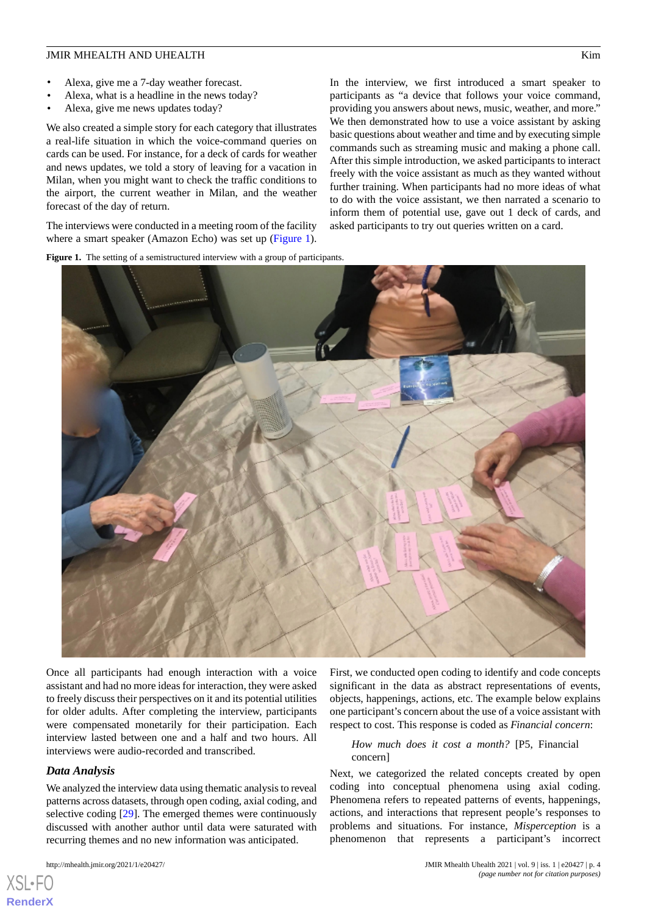- Alexa, give me a 7-day weather forecast.
- Alexa, what is a headline in the news today?
- Alexa, give me news updates today?

We also created a simple story for each category that illustrates a real-life situation in which the voice-command queries on cards can be used. For instance, for a deck of cards for weather and news updates, we told a story of leaving for a vacation in Milan, when you might want to check the traffic conditions to the airport, the current weather in Milan, and the weather forecast of the day of return.

The interviews were conducted in a meeting room of the facility where a smart speaker (Amazon Echo) was set up (Figure 1).

In the interview, we first introduced a smart speaker to participants as "a device that follows your voice command, providing you answers about news, music, weather, and more." We then demonstrated how to use a voice assistant by asking basic questions about weather and time and by executing simple commands such as streaming music and making a phone call. After this simple introduction, we asked participants to interact freely with the voice assistant as much as they wanted without further training. When participants had no more ideas of what to do with the voice assistant, we then narrated a scenario to inform them of potential use, gave out 1 deck of cards, and asked participants to try out queries written on a card.

**Figure 1.** The setting of a semistructured interview with a group of participants.

Once all participants had enough interaction with a voice assistant and had no more ideas for interaction, they were asked to freely discuss their perspectives on it and its potential utilities for older adults. After completing the interview, participants were compensated monetarily for their participation. Each interview lasted between one and a half and two hours. All interviews were audio-recorded and transcribed.

### *Data Analysis*

We analyzed the interview data using thematic analysis to reveal patterns across datasets, through open coding, axial coding, and selective coding [29]. The emerged themes were continuously discussed with another author until data were saturated with recurring themes and no new information was anticipated.

First, we conducted open coding to identify and code concepts significant in the data as abstract representations of events, objects, happenings, actions, etc. The example below explains one participant's concern about the use of a voice assistant with respect to cost. This response is coded as *Financial concern*:

> *How much does it cost a month?* [P5, Financial concern]

Next, we categorized the related concepts created by open coding into conceptual phenomena using axial coding. Phenomena refers to repeated patterns of events, happenings, actions, and interactions that represent people's responses to problems and situations. For instance, *Misperception* is a phenomenon that represents a participant's incorrect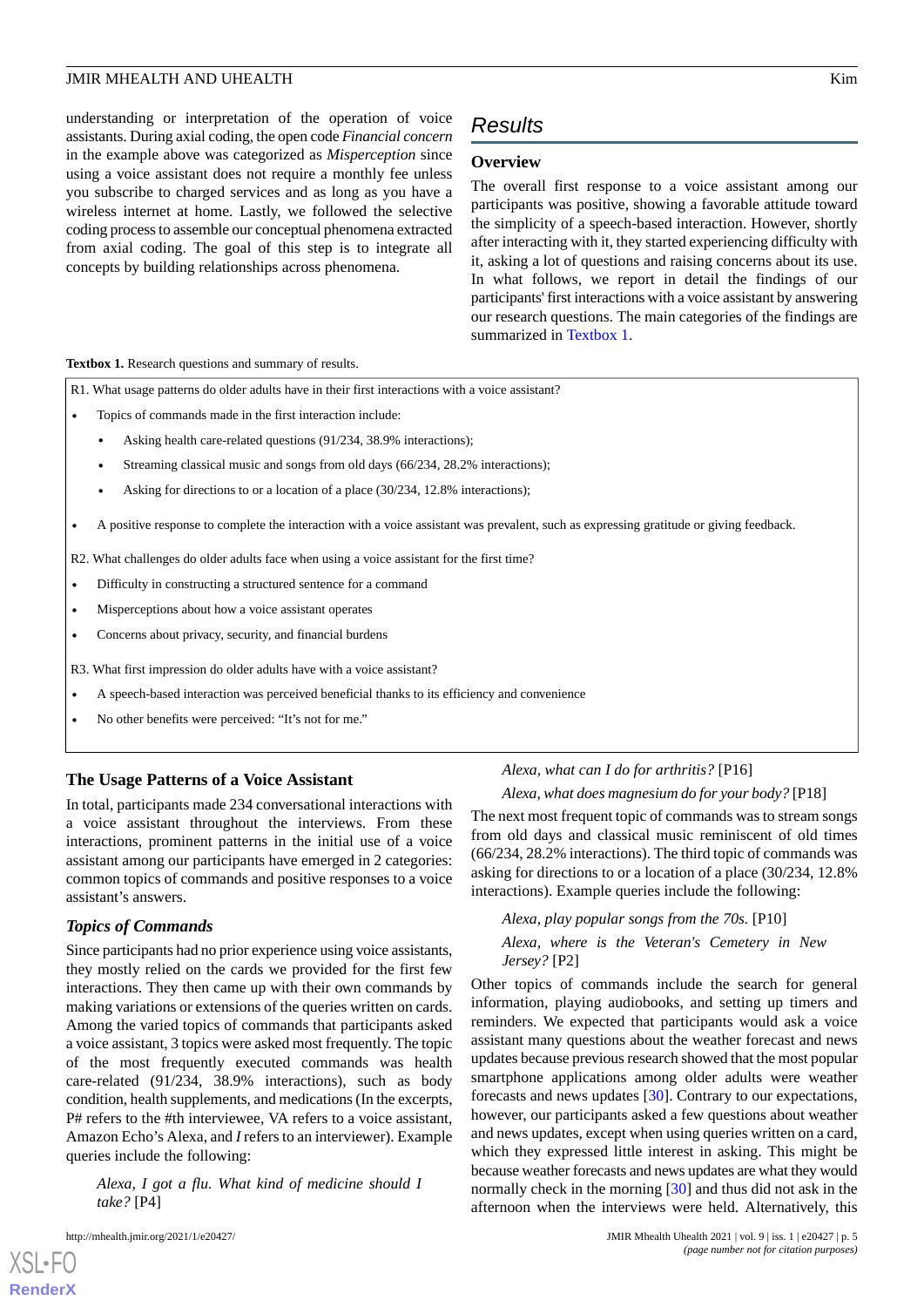understanding or interpretation of the operation of voice assistants. During axial coding, the open code *Financial concern* in the example above was categorized as *Misperception* since using a voice assistant does not require a monthly fee unless you subscribe to charged services and as long as you have a wireless internet at home. Lastly, we followed the selective coding process to assemble our conceptual phenomena extracted from axial coding. The goal of this step is to integrate all concepts by building relationships across phenomena.

## Results

### Overview

The overall first response to a voice assistant among our participants was positive, showing a favorable attitude toward the simplicity of a speech-based interaction. However, shortly after interacting with it, they started experiencing difficulty with it, asking a lot of questions and raising concerns about its use. In what follows, we report in detail the findings of our participants' first interactions with a voice assistant by answering our research questions. The main categories of the findings are summarized in Textbox 1.

**Textbox 1.** Research questions and summary of results.

R1. What usage patterns do older adults have in their first interactions with a voice assistant?

- Topics of commands made in the first interaction include:
  - Asking health care-related questions (91/234, 38.9% interactions);
  - Streaming classical music and songs from old days (66/234, 28.2% interactions);
  - Asking for directions to or a location of a place (30/234, 12.8% interactions);
- A positive response to complete the interaction with a voice assistant was prevalent, such as expressing gratitude or giving feedback.

R2. What challenges do older adults face when using a voice assistant for the first time?

- Difficulty in constructing a structured sentence for a command
- Misperceptions about how a voice assistant operates
- Concerns about privacy, security, and financial burdens

R3. What first impression do older adults have with a voice assistant?

- A speech-based interaction was perceived beneficial thanks to its efficiency and convenience
- No other benefits were perceived: "It's not for me."

### The Usage Patterns of a Voice Assistant

In total, participants made 234 conversational interactions with a voice assistant throughout the interviews. From these interactions, prominent patterns in the initial use of a voice assistant among our participants have emerged in 2 categories: common topics of commands and positive responses to a voice assistant's answers.

#### *Topics of Commands*

Since participants had no prior experience using voice assistants, they mostly relied on the cards we provided for the first few interactions. They then came up with their own commands by making variations or extensions of the queries written on cards. Among the varied topics of commands that participants asked a voice assistant, 3 topics were asked most frequently. The topic of the most frequently executed commands was health care-related (91/234, 38.9% interactions), such as body condition, health supplements, and medications (In the excerpts, P# refers to the #th interviewee, VA refers to a voice assistant, Amazon Echo's Alexa, and *I* refers to an interviewer). Example queries include the following:

> *Alexa, I got a flu. What kind of medicine should I take?* [P4]

> *Alexa, what can I do for arthritis?* [P16]

> *Alexa, what does magnesium do for your body?* [P18]

The next most frequent topic of commands was to stream songs from old days and classical music reminiscent of old times (66/234, 28.2% interactions). The third topic of commands was asking for directions to or a location of a place (30/234, 12.8% interactions). Example queries include the following:

> *Alexa, play popular songs from the 70s.* [P10]

> *Alexa, where is the Veteran's Cemetery in New Jersey?* [P2]

Other topics of commands include the search for general information, playing audiobooks, and setting up timers and reminders. We expected that participants would ask a voice assistant many questions about the weather forecast and news updates because previous research showed that the most popular smartphone applications among older adults were weather forecasts and news updates [30]. Contrary to our expectations, however, our participants asked a few questions about weather and news updates, except when using queries written on a card, which they expressed little interest in asking. This might be because weather forecasts and news updates are what they would normally check in the morning [30] and thus did not ask in the afternoon when the interviews were held. Alternatively, this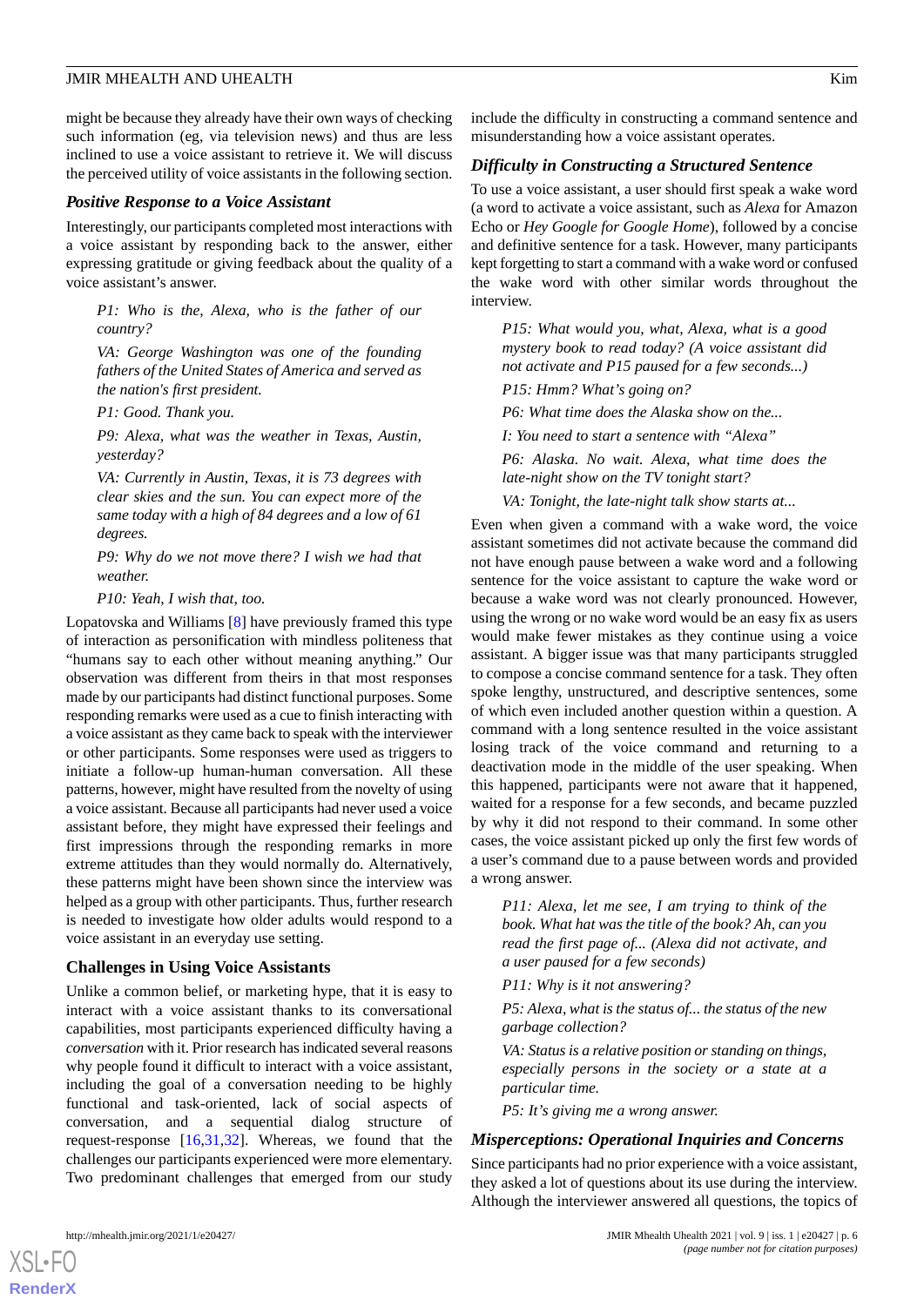might be because they already have their own ways of checking such information (eg, via television news) and thus are less inclined to use a voice assistant to retrieve it. We will discuss the perceived utility of voice assistants in the following section.

### *Positive Response to a Voice Assistant*

Interestingly, our participants completed most interactions with a voice assistant by responding back to the answer, either expressing gratitude or giving feedback about the quality of a voice assistant's answer.

> *P1: Who is the, Alexa, who is the father of our country?*
>
> *VA: George Washington was one of the founding fathers of the United States of America and served as the nation's first president.*
>
> *P1: Good. Thank you.*
>
> *P9: Alexa, what was the weather in Texas, Austin, yesterday?*
>
> *VA: Currently in Austin, Texas, it is 73 degrees with clear skies and the sun. You can expect more of the same today with a high of 84 degrees and a low of 61 degrees.*
>
> *P9: Why do we not move there? I wish we had that weather.*
>
> *P10: Yeah, I wish that, too.*

Lopatovska and Williams [8] have previously framed this type of interaction as personification with mindless politeness that "humans say to each other without meaning anything." Our observation was different from theirs in that most responses made by our participants had distinct functional purposes. Some responding remarks were used as a cue to finish interacting with a voice assistant as they came back to speak with the interviewer or other participants. Some responses were used as triggers to initiate a follow-up human-human conversation. All these patterns, however, might have resulted from the novelty of using a voice assistant. Because all participants had never used a voice assistant before, they might have expressed their feelings and first impressions through the responding remarks in more extreme attitudes than they would normally do. Alternatively, these patterns might have been shown since the interview was helped as a group with other participants. Thus, further research is needed to investigate how older adults would respond to a voice assistant in an everyday use setting.

## Challenges in Using Voice Assistants

Unlike a common belief, or marketing hype, that it is easy to interact with a voice assistant thanks to its conversational capabilities, most participants experienced difficulty having a *conversation* with it. Prior research has indicated several reasons why people found it difficult to interact with a voice assistant, including the goal of a conversation needing to be highly functional and task-oriented, lack of social aspects of conversation, and a sequential dialog structure of request-response [16,31,32]. Whereas, we found that the challenges our participants experienced were more elementary. Two predominant challenges that emerged from our study include the difficulty in constructing a command sentence and misunderstanding how a voice assistant operates.

### *Difficulty in Constructing a Structured Sentence*

To use a voice assistant, a user should first speak a wake word (a word to activate a voice assistant, such as *Alexa* for Amazon Echo or *Hey Google for Google Home*), followed by a concise and definitive sentence for a task. However, many participants kept forgetting to start a command with a wake word or confused the wake word with other similar words throughout the interview.

> *P15: What would you, what, Alexa, what is a good mystery book to read today? (A voice assistant did not activate and P15 paused for a few seconds...)*
>
> *P15: Hmm? What's going on?*
>
> *P6: What time does the Alaska show on the...*
>
> *I: You need to start a sentence with "Alexa"*
>
> *P6: Alaska. No wait. Alexa, what time does the late-night show on the TV tonight start?*
>
> *VA: Tonight, the late-night talk show starts at...*

Even when given a command with a wake word, the voice assistant sometimes did not activate because the command did not have enough pause between a wake word and a following sentence for the voice assistant to capture the wake word or because a wake word was not clearly pronounced. However, using the wrong or no wake word would be an easy fix as users would make fewer mistakes as they continue using a voice assistant. A bigger issue was that many participants struggled to compose a concise command sentence for a task. They often spoke lengthy, unstructured, and descriptive sentences, some of which even included another question within a question. A command with a long sentence resulted in the voice assistant losing track of the voice command and returning to a deactivation mode in the middle of the user speaking. When this happened, participants were not aware that it happened, waited for a response for a few seconds, and became puzzled by why it did not respond to their command. In some other cases, the voice assistant picked up only the first few words of a user's command due to a pause between words and provided a wrong answer.

> *P11: Alexa, let me see, I am trying to think of the book. What hat was the title of the book? Ah, can you read the first page of... (Alexa did not activate, and a user paused for a few seconds)*
>
> *P11: Why is it not answering?*
>
> *P5: Alexa, what is the status of... the status of the new garbage collection?*
>
> *VA: Status is a relative position or standing on things, especially persons in the society or a state at a particular time.*
>
> *P5: It's giving me a wrong answer.*

### *Misperceptions: Operational Inquiries and Concerns*

Since participants had no prior experience with a voice assistant, they asked a lot of questions about its use during the interview. Although the interviewer answered all questions, the topics of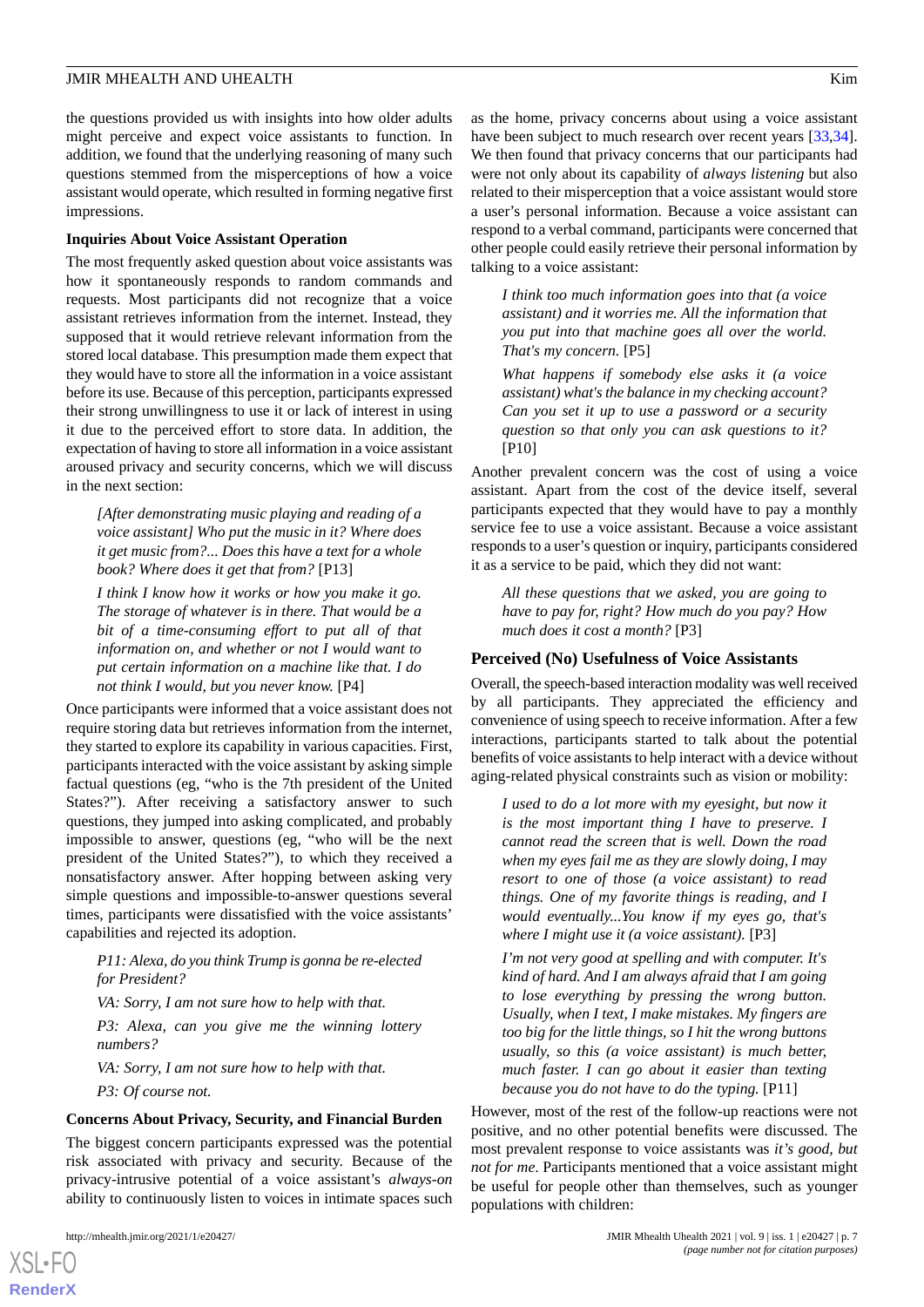the questions provided us with insights into how older adults might perceive and expect voice assistants to function. In addition, we found that the underlying reasoning of many such questions stemmed from the misperceptions of how a voice assistant would operate, which resulted in forming negative first impressions.

### Inquiries About Voice Assistant Operation

The most frequently asked question about voice assistants was how it spontaneously responds to random commands and requests. Most participants did not recognize that a voice assistant retrieves information from the internet. Instead, they supposed that it would retrieve relevant information from the stored local database. This presumption made them expect that they would have to store all the information in a voice assistant before its use. Because of this perception, participants expressed their strong unwillingness to use it or lack of interest in using it due to the perceived effort to store data. In addition, the expectation of having to store all information in a voice assistant aroused privacy and security concerns, which we will discuss in the next section:

> *[After demonstrating music playing and reading of a voice assistant] Who put the music in it? Where does it get music from?... Does this have a text for a whole book? Where does it get that from?* [P13]

> *I think I know how it works or how you make it go. The storage of whatever is in there. That would be a bit of a time-consuming effort to put all of that information on, and whether or not I would want to put certain information on a machine like that. I do not think I would, but you never know.* [P4]

Once participants were informed that a voice assistant does not require storing data but retrieves information from the internet, they started to explore its capability in various capacities. First, participants interacted with the voice assistant by asking simple factual questions (eg, "who is the 7th president of the United States?"). After receiving a satisfactory answer to such questions, they jumped into asking complicated, and probably impossible to answer, questions (eg, "who will be the next president of the United States?"), to which they received a nonsatisfactory answer. After hopping between asking very simple questions and impossible-to-answer questions several times, participants were dissatisfied with the voice assistants' capabilities and rejected its adoption.

> *P11: Alexa, do you think Trump is gonna be re-elected for President?*
>
> *VA: Sorry, I am not sure how to help with that.*
>
> *P3: Alexa, can you give me the winning lottery numbers?*
>
> *VA: Sorry, I am not sure how to help with that.*
>
> *P3: Of course not.*

### Concerns About Privacy, Security, and Financial Burden

The biggest concern participants expressed was the potential risk associated with privacy and security. Because of the privacy-intrusive potential of a voice assistant's *always-on* ability to continuously listen to voices in intimate spaces such as the home, privacy concerns about using a voice assistant have been subject to much research over recent years [33,34]. We then found that privacy concerns that our participants had were not only about its capability of *always listening* but also related to their misperception that a voice assistant would store a user's personal information. Because a voice assistant can respond to a verbal command, participants were concerned that other people could easily retrieve their personal information by talking to a voice assistant:

> *I think too much information goes into that (a voice assistant) and it worries me. All the information that you put into that machine goes all over the world. That's my concern.* [P5]

> *What happens if somebody else asks it (a voice assistant) what's the balance in my checking account? Can you set it up to use a password or a security question so that only you can ask questions to it?* [P10]

Another prevalent concern was the cost of using a voice assistant. Apart from the cost of the device itself, several participants expected that they would have to pay a monthly service fee to use a voice assistant. Because a voice assistant responds to a user's question or inquiry, participants considered it as a service to be paid, which they did not want:

> *All these questions that we asked, you are going to have to pay for, right? How much do you pay? How much does it cost a month?* [P3]

## Perceived (No) Usefulness of Voice Assistants

Overall, the speech-based interaction modality was well received by all participants. They appreciated the efficiency and convenience of using speech to receive information. After a few interactions, participants started to talk about the potential benefits of voice assistants to help interact with a device without aging-related physical constraints such as vision or mobility:

> *I used to do a lot more with my eyesight, but now it is the most important thing I have to preserve. I cannot read the screen that is well. Down the road when my eyes fail me as they are slowly doing, I may resort to one of those (a voice assistant) to read things. One of my favorite things is reading, and I would eventually...You know if my eyes go, that's where I might use it (a voice assistant).* [P3]

> *I'm not very good at spelling and with computer. It's kind of hard. And I am always afraid that I am going to lose everything by pressing the wrong button. Usually, when I text, I make mistakes. My fingers are too big for the little things, so I hit the wrong buttons usually, so this (a voice assistant) is much better, much faster. I can go about it easier than texting because you do not have to do the typing.* [P11]

However, most of the rest of the follow-up reactions were not positive, and no other potential benefits were discussed. The most prevalent response to voice assistants was *it's good, but not for me*. Participants mentioned that a voice assistant might be useful for people other than themselves, such as younger populations with children: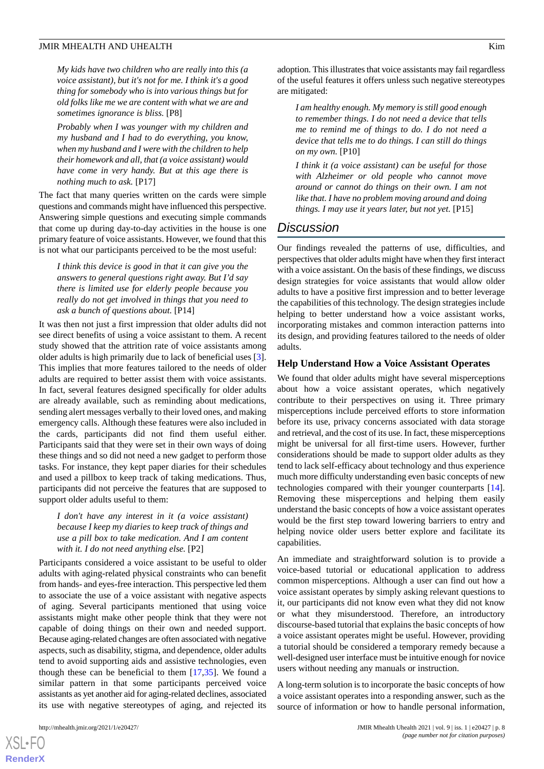> *My kids have two children who are really into this (a voice assistant), but it's not for me. I think it's a good thing for somebody who is into various things but for old folks like me we are content with what we are and sometimes ignorance is bliss.* [P8]

> *Probably when I was younger with my children and my husband and I had to do everything, you know, when my husband and I were with the children to help their homework and all, that (a voice assistant) would have come in very handy. But at this age there is nothing much to ask.* [P17]

The fact that many queries written on the cards were simple questions and commands might have influenced this perspective. Answering simple questions and executing simple commands that come up during day-to-day activities in the house is one primary feature of voice assistants. However, we found that this is not what our participants perceived to be the most useful:

> *I think this device is good in that it can give you the answers to general questions right away. But I'd say there is limited use for elderly people because you really do not get involved in things that you need to ask a bunch of questions about.* [P14]

It was then not just a first impression that older adults did not see direct benefits of using a voice assistant to them. A recent study showed that the attrition rate of voice assistants among older adults is high primarily due to lack of beneficial uses [3]. This implies that more features tailored to the needs of older adults are required to better assist them with voice assistants. In fact, several features designed specifically for older adults are already available, such as reminding about medications, sending alert messages verbally to their loved ones, and making emergency calls. Although these features were also included in the cards, participants did not find them useful either. Participants said that they were set in their own ways of doing these things and so did not need a new gadget to perform those tasks. For instance, they kept paper diaries for their schedules and used a pillbox to keep track of taking medications. Thus, participants did not perceive the features that are supposed to support older adults useful to them:

> *I don't have any interest in it (a voice assistant) because I keep my diaries to keep track of things and use a pill box to take medication. And I am content with it. I do not need anything else.* [P2]

Participants considered a voice assistant to be useful to older adults with aging-related physical constraints who can benefit from hands- and eyes-free interaction. This perspective led them to associate the use of a voice assistant with negative aspects of aging. Several participants mentioned that using voice assistants might make other people think that they were not capable of doing things on their own and needed support. Because aging-related changes are often associated with negative aspects, such as disability, stigma, and dependence, older adults tend to avoid supporting aids and assistive technologies, even though these can be beneficial to them [17,35]. We found a similar pattern in that some participants perceived voice assistants as yet another aid for aging-related declines, associated its use with negative stereotypes of aging, and rejected its adoption. This illustrates that voice assistants may fail regardless of the useful features it offers unless such negative stereotypes are mitigated:

> *I am healthy enough. My memory is still good enough to remember things. I do not need a device that tells me to remind me of things to do. I do not need a device that tells me to do things. I can still do things on my own.* [P10]

> *I think it (a voice assistant) can be useful for those with Alzheimer or old people who cannot move around or cannot do things on their own. I am not like that. I have no problem moving around and doing things. I may use it years later, but not yet.* [P15]

## Discussion

Our findings revealed the patterns of use, difficulties, and perspectives that older adults might have when they first interact with a voice assistant. On the basis of these findings, we discuss design strategies for voice assistants that would allow older adults to have a positive first impression and to better leverage the capabilities of this technology. The design strategies include helping to better understand how a voice assistant works, incorporating mistakes and common interaction patterns into its design, and providing features tailored to the needs of older adults.

### Help Understand How a Voice Assistant Operates

We found that older adults might have several misperceptions about how a voice assistant operates, which negatively contribute to their perspectives on using it. Three primary misperceptions include perceived efforts to store information before its use, privacy concerns associated with data storage and retrieval, and the cost of its use. In fact, these misperceptions might be universal for all first-time users. However, further considerations should be made to support older adults as they tend to lack self-efficacy about technology and thus experience much more difficulty understanding even basic concepts of new technologies compared with their younger counterparts [14]. Removing these misperceptions and helping them easily understand the basic concepts of how a voice assistant operates would be the first step toward lowering barriers to entry and helping novice older users better explore and facilitate its capabilities.

An immediate and straightforward solution is to provide a voice-based tutorial or educational application to address common misperceptions. Although a user can find out how a voice assistant operates by simply asking relevant questions to it, our participants did not know even what they did not know or what they misunderstood. Therefore, an introductory discourse-based tutorial that explains the basic concepts of how a voice assistant operates might be useful. However, providing a tutorial should be considered a temporary remedy because a well-designed user interface must be intuitive enough for novice users without needing any manuals or instruction.

A long-term solution is to incorporate the basic concepts of how a voice assistant operates into a responding answer, such as the source of information or how to handle personal information,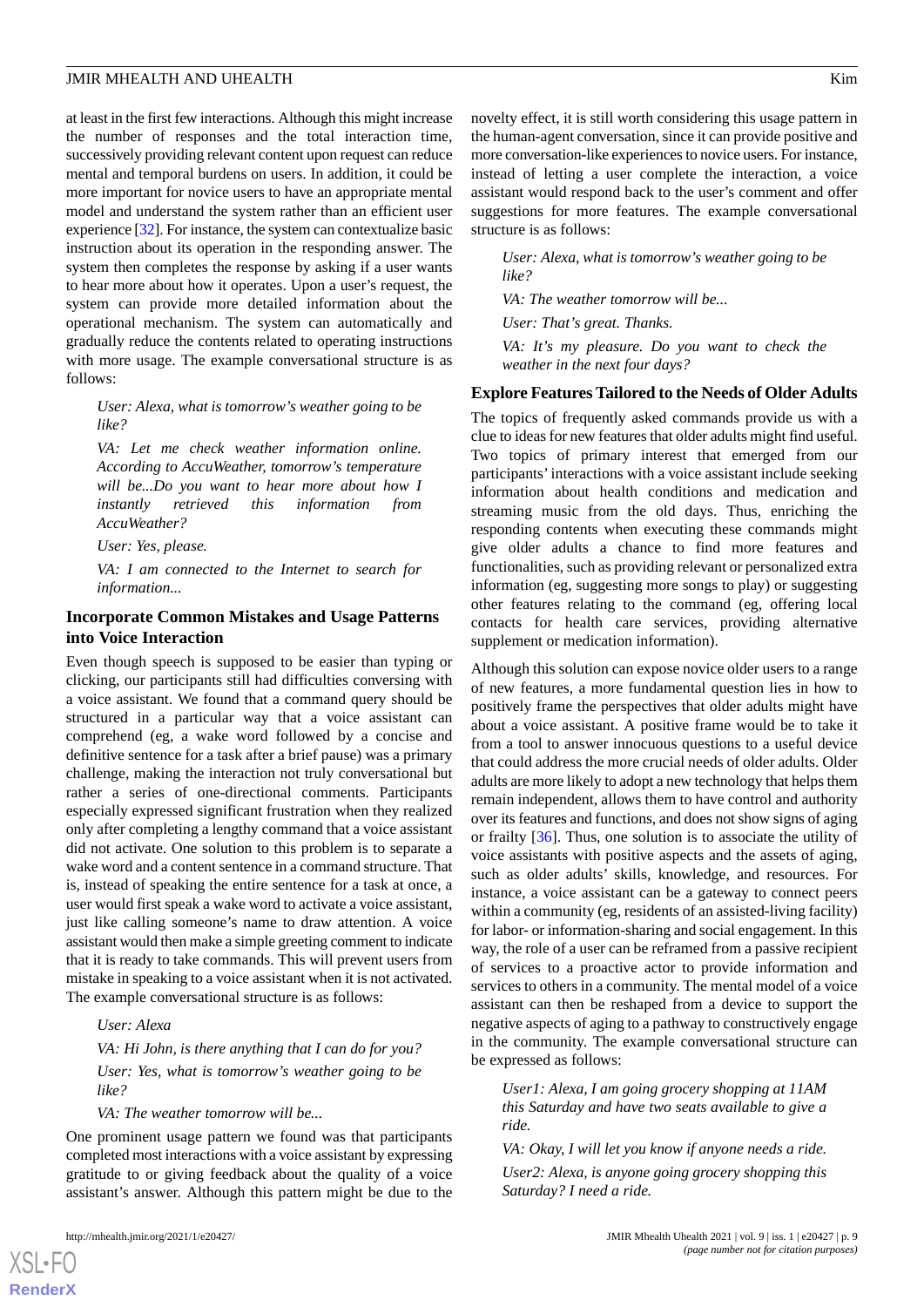at least in the first few interactions. Although this might increase the number of responses and the total interaction time, successively providing relevant content upon request can reduce mental and temporal burdens on users. In addition, it could be more important for novice users to have an appropriate mental model and understand the system rather than an efficient user experience [32]. For instance, the system can contextualize basic instruction about its operation in the responding answer. The system then completes the response by asking if a user wants to hear more about how it operates. Upon a user's request, the system can provide more detailed information about the operational mechanism. The system can automatically and gradually reduce the contents related to operating instructions with more usage. The example conversational structure is as follows:

> *User: Alexa, what is tomorrow's weather going to be like?*
>
> *VA: Let me check weather information online. According to AccuWeather, tomorrow's temperature will be...Do you want to hear more about how I instantly retrieved this information from AccuWeather?*
>
> *User: Yes, please.*
>
> *VA: I am connected to the Internet to search for information...*

### Incorporate Common Mistakes and Usage Patterns into Voice Interaction

Even though speech is supposed to be easier than typing or clicking, our participants still had difficulties conversing with a voice assistant. We found that a command query should be structured in a particular way that a voice assistant can comprehend (eg, a wake word followed by a concise and definitive sentence for a task after a brief pause) was a primary challenge, making the interaction not truly conversational but rather a series of one-directional comments. Participants especially expressed significant frustration when they realized only after completing a lengthy command that a voice assistant did not activate. One solution to this problem is to separate a wake word and a content sentence in a command structure. That is, instead of speaking the entire sentence for a task at once, a user would first speak a wake word to activate a voice assistant, just like calling someone's name to draw attention. A voice assistant would then make a simple greeting comment to indicate that it is ready to take commands. This will prevent users from mistake in speaking to a voice assistant when it is not activated. The example conversational structure is as follows:

> *User: Alexa*
>
> *VA: Hi John, is there anything that I can do for you?*
>
> *User: Yes, what is tomorrow's weather going to be like?*
>
> *VA: The weather tomorrow will be...*

One prominent usage pattern we found was that participants completed most interactions with a voice assistant by expressing gratitude to or giving feedback about the quality of a voice assistant's answer. Although this pattern might be due to the novelty effect, it is still worth considering this usage pattern in the human-agent conversation, since it can provide positive and more conversation-like experiences to novice users. For instance, instead of letting a user complete the interaction, a voice assistant would respond back to the user's comment and offer suggestions for more features. The example conversational structure is as follows:

> *User: Alexa, what is tomorrow's weather going to be like?*
>
> *VA: The weather tomorrow will be...*
>
> *User: That's great. Thanks.*
>
> *VA: It's my pleasure. Do you want to check the weather in the next four days?*

### Explore Features Tailored to the Needs of Older Adults

The topics of frequently asked commands provide us with a clue to ideas for new features that older adults might find useful. Two topics of primary interest that emerged from our participants' interactions with a voice assistant include seeking information about health conditions and medication and streaming music from the old days. Thus, enriching the responding contents when executing these commands might give older adults a chance to find more features and functionalities, such as providing relevant or personalized extra information (eg, suggesting more songs to play) or suggesting other features relating to the command (eg, offering local contacts for health care services, providing alternative supplement or medication information).

Although this solution can expose novice older users to a range of new features, a more fundamental question lies in how to positively frame the perspectives that older adults might have about a voice assistant. A positive frame would be to take it from a tool to answer innocuous questions to a useful device that could address the more crucial needs of older adults. Older adults are more likely to adopt a new technology that helps them remain independent, allows them to have control and authority over its features and functions, and does not show signs of aging or frailty [36]. Thus, one solution is to associate the utility of voice assistants with positive aspects and the assets of aging, such as older adults' skills, knowledge, and resources. For instance, a voice assistant can be a gateway to connect peers within a community (eg, residents of an assisted-living facility) for labor- or information-sharing and social engagement. In this way, the role of a user can be reframed from a passive recipient of services to a proactive actor to provide information and services to others in a community. The mental model of a voice assistant can then be reshaped from a device to support the negative aspects of aging to a pathway to constructively engage in the community. The example conversational structure can be expressed as follows:

> *User1: Alexa, I am going grocery shopping at 11AM this Saturday and have two seats available to give a ride.*
>
> *VA: Okay, I will let you know if anyone needs a ride.*
>
> *User2: Alexa, is anyone going grocery shopping this Saturday? I need a ride.*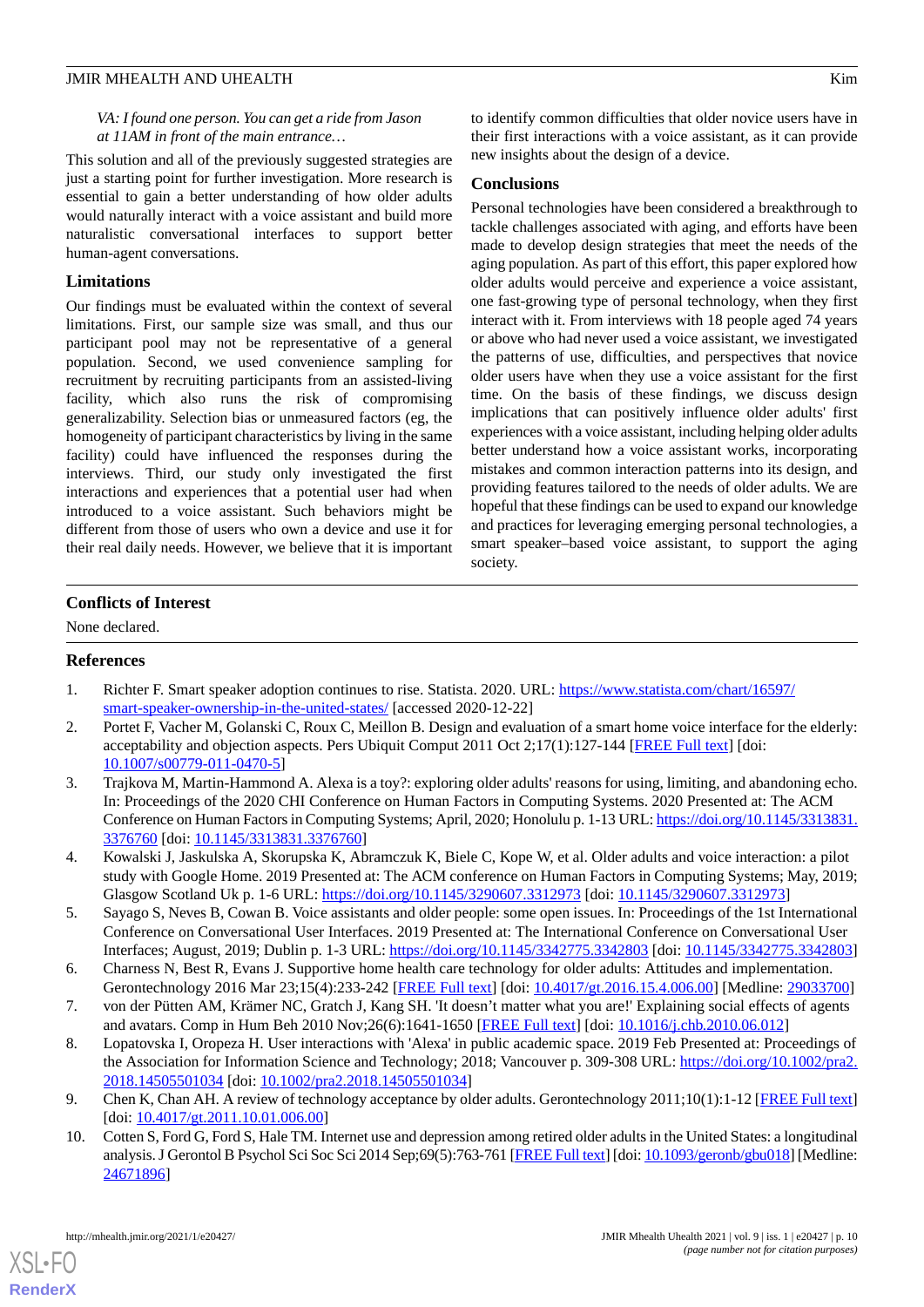*VA: I found one person. You can get a ride from Jason at 11AM in front of the main entrance…*

This solution and all of the previously suggested strategies are just a starting point for further investigation. More research is essential to gain a better understanding of how older adults would naturally interact with a voice assistant and build more naturalistic conversational interfaces to support better human-agent conversations.

### Limitations

Our findings must be evaluated within the context of several limitations. First, our sample size was small, and thus our participant pool may not be representative of a general population. Second, we used convenience sampling for recruitment by recruiting participants from an assisted-living facility, which also runs the risk of compromising generalizability. Selection bias or unmeasured factors (eg, the homogeneity of participant characteristics by living in the same facility) could have influenced the responses during the interviews. Third, our study only investigated the first interactions and experiences that a potential user had when introduced to a voice assistant. Such behaviors might be different from those of users who own a device and use it for their real daily needs. However, we believe that it is important to identify common difficulties that older novice users have in their first interactions with a voice assistant, as it can provide new insights about the design of a device.

### Conclusions

Personal technologies have been considered a breakthrough to tackle challenges associated with aging, and efforts have been made to develop design strategies that meet the needs of the aging population. As part of this effort, this paper explored how older adults would perceive and experience a voice assistant, one fast-growing type of personal technology, when they first interact with it. From interviews with 18 people aged 74 years or above who had never used a voice assistant, we investigated the patterns of use, difficulties, and perspectives that novice older users have when they use a voice assistant for the first time. On the basis of these findings, we discuss design implications that can positively influence older adults' first experiences with a voice assistant, including helping older adults better understand how a voice assistant works, incorporating mistakes and common interaction patterns into its design, and providing features tailored to the needs of older adults. We are hopeful that these findings can be used to expand our knowledge and practices for leveraging emerging personal technologies, a smart speaker–based voice assistant, to support the aging society.

## Conflicts of Interest

None declared.

## References

1. Richter F. Smart speaker adoption continues to rise. Statista. 2020. URL: https://www.statista.com/chart/16597/smart-speaker-ownership-in-the-united-states/ [accessed 2020-12-22]
2. Portet F, Vacher M, Golanski C, Roux C, Meillon B. Design and evaluation of a smart home voice interface for the elderly: acceptability and objection aspects. Pers Ubiquit Comput 2011 Oct 2;17(1):127-144 [FREE Full text] [doi: 10.1007/s00779-011-0470-5]
3. Trajkova M, Martin-Hammond A. Alexa is a toy?: exploring older adults' reasons for using, limiting, and abandoning echo. In: Proceedings of the 2020 CHI Conference on Human Factors in Computing Systems. 2020 Presented at: The ACM Conference on Human Factors in Computing Systems; April, 2020; Honolulu p. 1-13 URL: https://doi.org/10.1145/3313831.3376760 [doi: 10.1145/3313831.3376760]
4. Kowalski J, Jaskulska A, Skorupska K, Abramczuk K, Biele C, Kope W, et al. Older adults and voice interaction: a pilot study with Google Home. 2019 Presented at: The ACM conference on Human Factors in Computing Systems; May, 2019; Glasgow Scotland Uk p. 1-6 URL: https://doi.org/10.1145/3290607.3312973 [doi: 10.1145/3290607.3312973]
5. Sayago S, Neves B, Cowan B. Voice assistants and older people: some open issues. In: Proceedings of the 1st International Conference on Conversational User Interfaces. 2019 Presented at: The International Conference on Conversational User Interfaces; August, 2019; Dublin p. 1-3 URL: https://doi.org/10.1145/3342775.3342803 [doi: 10.1145/3342775.3342803]
6. Charness N, Best R, Evans J. Supportive home health care technology for older adults: Attitudes and implementation. Gerontechnology 2016 Mar 23;15(4):233-242 [FREE Full text] [doi: 10.4017/gt.2016.15.4.006.00] [Medline: 29033700]
7. von der Pütten AM, Krämer NC, Gratch J, Kang SH. 'It doesn't matter what you are!' Explaining social effects of agents and avatars. Comp in Hum Beh 2010 Nov;26(6):1641-1650 [FREE Full text] [doi: 10.1016/j.chb.2010.06.012]
8. Lopatovska I, Oropeza H. User interactions with 'Alexa' in public academic space. 2019 Feb Presented at: Proceedings of the Association for Information Science and Technology; 2018; Vancouver p. 309-308 URL: https://doi.org/10.1002/pra2.2018.14505501034 [doi: 10.1002/pra2.2018.14505501034]
9. Chen K, Chan AH. A review of technology acceptance by older adults. Gerontechnology 2011;10(1):1-12 [FREE Full text] [doi: 10.4017/gt.2011.10.01.006.00]
10. Cotten S, Ford G, Ford S, Hale TM. Internet use and depression among retired older adults in the United States: a longitudinal analysis. J Gerontol B Psychol Sci Soc Sci 2014 Sep;69(5):763-761 [FREE Full text] [doi: 10.1093/geronb/gbu018] [Medline: 24671896]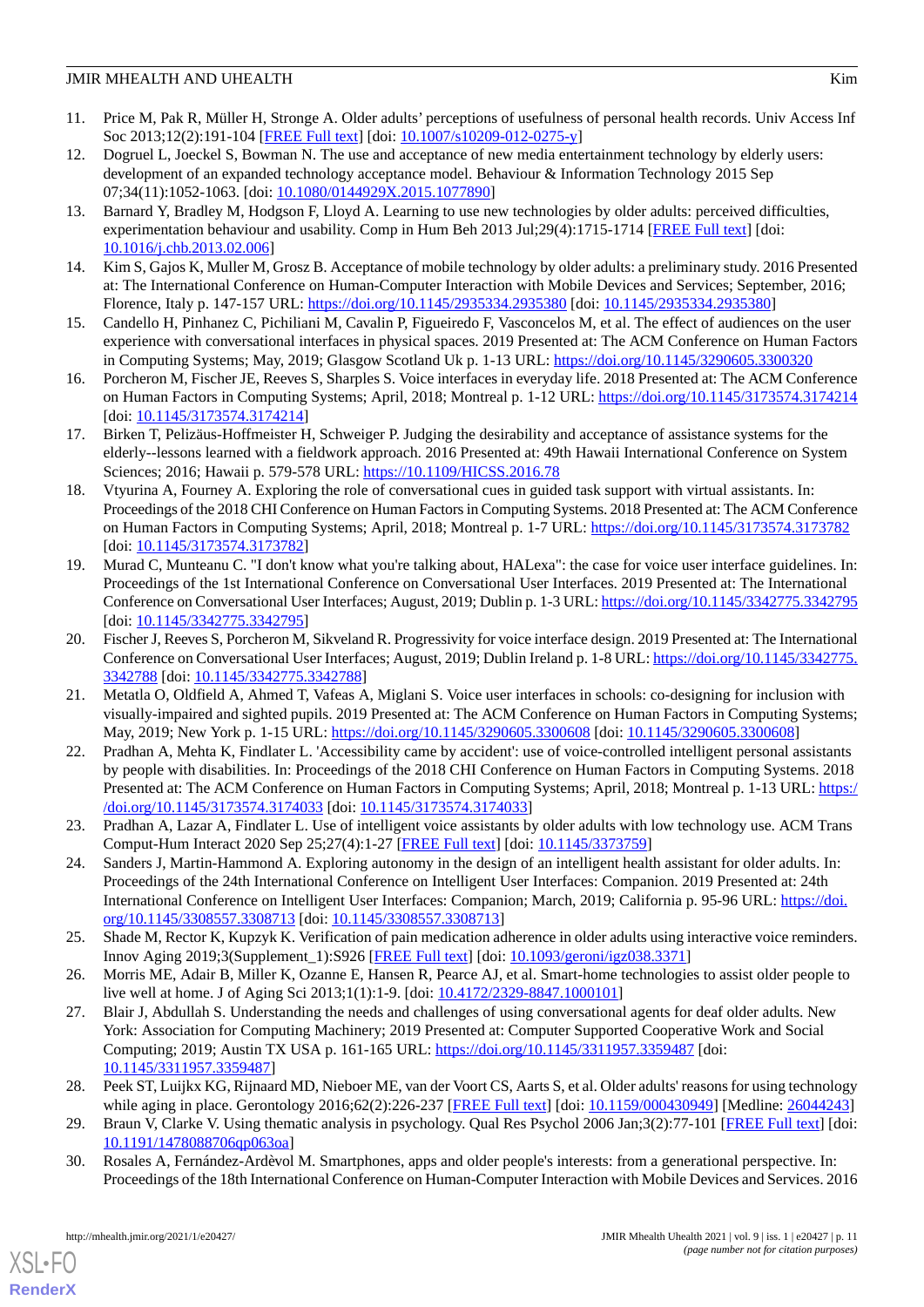11. Price M, Pak R, Müller H, Stronge A. Older adults' perceptions of usefulness of personal health records. Univ Access Inf Soc 2013;12(2):191-104 [FREE Full text] [doi: 10.1007/s10209-012-0275-y]
12. Dogruel L, Joeckel S, Bowman N. The use and acceptance of new media entertainment technology by elderly users: development of an expanded technology acceptance model. Behaviour & Information Technology 2015 Sep 07;34(11):1052-1063. [doi: 10.1080/0144929X.2015.1077890]
13. Barnard Y, Bradley M, Hodgson F, Lloyd A. Learning to use new technologies by older adults: perceived difficulties, experimentation behaviour and usability. Comp in Hum Beh 2013 Jul;29(4):1715-1714 [FREE Full text] [doi: 10.1016/j.chb.2013.02.006]
14. Kim S, Gajos K, Muller M, Grosz B. Acceptance of mobile technology by older adults: a preliminary study. 2016 Presented at: The International Conference on Human-Computer Interaction with Mobile Devices and Services; September, 2016; Florence, Italy p. 147-157 URL: https://doi.org/10.1145/2935334.2935380 [doi: 10.1145/2935334.2935380]
15. Candello H, Pinhanez C, Pichiliani M, Cavalin P, Figueiredo F, Vasconcelos M, et al. The effect of audiences on the user experience with conversational interfaces in physical spaces. 2019 Presented at: The ACM Conference on Human Factors in Computing Systems; May, 2019; Glasgow Scotland Uk p. 1-13 URL: https://doi.org/10.1145/3290605.3300320
16. Porcheron M, Fischer JE, Reeves S, Sharples S. Voice interfaces in everyday life. 2018 Presented at: The ACM Conference on Human Factors in Computing Systems; April, 2018; Montreal p. 1-12 URL: https://doi.org/10.1145/3173574.3174214 [doi: 10.1145/3173574.3174214]
17. Birken T, Pelizäus-Hoffmeister H, Schweiger P. Judging the desirability and acceptance of assistance systems for the elderly--lessons learned with a fieldwork approach. 2016 Presented at: 49th Hawaii International Conference on System Sciences; 2016; Hawaii p. 579-578 URL: https://10.1109/HICSS.2016.78
18. Vtyurina A, Fourney A. Exploring the role of conversational cues in guided task support with virtual assistants. In: Proceedings of the 2018 CHI Conference on Human Factors in Computing Systems. 2018 Presented at: The ACM Conference on Human Factors in Computing Systems; April, 2018; Montreal p. 1-7 URL: https://doi.org/10.1145/3173574.3173782 [doi: 10.1145/3173574.3173782]
19. Murad C, Munteanu C. "I don't know what you're talking about, HALexa": the case for voice user interface guidelines. In: Proceedings of the 1st International Conference on Conversational User Interfaces. 2019 Presented at: The International Conference on Conversational User Interfaces; August, 2019; Dublin p. 1-3 URL: https://doi.org/10.1145/3342775.3342795 [doi: 10.1145/3342775.3342795]
20. Fischer J, Reeves S, Porcheron M, Sikveland R. Progressivity for voice interface design. 2019 Presented at: The International Conference on Conversational User Interfaces; August, 2019; Dublin Ireland p. 1-8 URL: https://doi.org/10.1145/3342775.3342788 [doi: 10.1145/3342775.3342788]
21. Metatla O, Oldfield A, Ahmed T, Vafeas A, Miglani S. Voice user interfaces in schools: co-designing for inclusion with visually-impaired and sighted pupils. 2019 Presented at: The ACM Conference on Human Factors in Computing Systems; May, 2019; New York p. 1-15 URL: https://doi.org/10.1145/3290605.3300608 [doi: 10.1145/3290605.3300608]
22. Pradhan A, Mehta K, Findlater L. 'Accessibility came by accident': use of voice-controlled intelligent personal assistants by people with disabilities. In: Proceedings of the 2018 CHI Conference on Human Factors in Computing Systems. 2018 Presented at: The ACM Conference on Human Factors in Computing Systems; April, 2018; Montreal p. 1-13 URL: https://doi.org/10.1145/3173574.3174033 [doi: 10.1145/3173574.3174033]
23. Pradhan A, Lazar A, Findlater L. Use of intelligent voice assistants by older adults with low technology use. ACM Trans Comput-Hum Interact 2020 Sep 25;27(4):1-27 [FREE Full text] [doi: 10.1145/3373759]
24. Sanders J, Martin-Hammond A. Exploring autonomy in the design of an intelligent health assistant for older adults. In: Proceedings of the 24th International Conference on Intelligent User Interfaces: Companion. 2019 Presented at: 24th International Conference on Intelligent User Interfaces: Companion; March, 2019; California p. 95-96 URL: https://doi.org/10.1145/3308557.3308713 [doi: 10.1145/3308557.3308713]
25. Shade M, Rector K, Kupzyk K. Verification of pain medication adherence in older adults using interactive voice reminders. Innov Aging 2019;3(Supplement_1):S926 [FREE Full text] [doi: 10.1093/geroni/igz038.3371]
26. Morris ME, Adair B, Miller K, Ozanne E, Hansen R, Pearce AJ, et al. Smart-home technologies to assist older people to live well at home. J of Aging Sci 2013;1(1):1-9. [doi: 10.4172/2329-8847.1000101]
27. Blair J, Abdullah S. Understanding the needs and challenges of using conversational agents for deaf older adults. New York: Association for Computing Machinery; 2019 Presented at: Computer Supported Cooperative Work and Social Computing; 2019; Austin TX USA p. 161-165 URL: https://doi.org/10.1145/3311957.3359487 [doi: 10.1145/3311957.3359487]
28. Peek ST, Luijkx KG, Rijnaard MD, Nieboer ME, van der Voort CS, Aarts S, et al. Older adults' reasons for using technology while aging in place. Gerontology 2016;62(2):226-237 [FREE Full text] [doi: 10.1159/000430949] [Medline: 26044243]
29. Braun V, Clarke V. Using thematic analysis in psychology. Qual Res Psychol 2006 Jan;3(2):77-101 [FREE Full text] [doi: 10.1191/1478088706qp063oa]
30. Rosales A, Fernández-Ardèvol M. Smartphones, apps and older people's interests: from a generational perspective. In: Proceedings of the 18th International Conference on Human-Computer Interaction with Mobile Devices and Services. 2016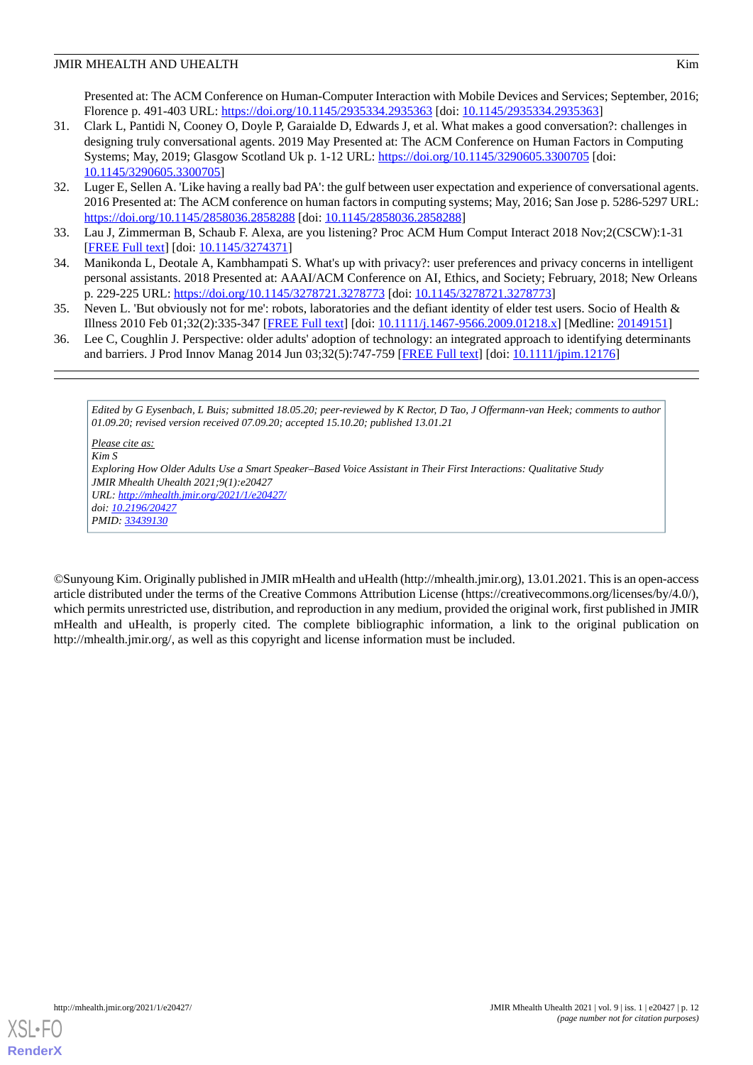Presented at: The ACM Conference on Human-Computer Interaction with Mobile Devices and Services; September, 2016; Florence p. 491-403 URL: https://doi.org/10.1145/2935334.2935363 [doi: 10.1145/2935334.2935363]

31. Clark L, Pantidi N, Cooney O, Doyle P, Garaialde D, Edwards J, et al. What makes a good conversation?: challenges in designing truly conversational agents. 2019 May Presented at: The ACM Conference on Human Factors in Computing Systems; May, 2019; Glasgow Scotland Uk p. 1-12 URL: https://doi.org/10.1145/3290605.3300705 [doi: 10.1145/3290605.3300705]
32. Luger E, Sellen A. 'Like having a really bad PA': the gulf between user expectation and experience of conversational agents. 2016 Presented at: The ACM conference on human factors in computing systems; May, 2016; San Jose p. 5286-5297 URL: https://doi.org/10.1145/2858036.2858288 [doi: 10.1145/2858036.2858288]
33. Lau J, Zimmerman B, Schaub F. Alexa, are you listening? Proc ACM Hum Comput Interact 2018 Nov;2(CSCW):1-31 [FREE Full text] [doi: 10.1145/3274371]
34. Manikonda L, Deotale A, Kambhampati S. What's up with privacy?: user preferences and privacy concerns in intelligent personal assistants. 2018 Presented at: AAAI/ACM Conference on AI, Ethics, and Society; February, 2018; New Orleans p. 229-225 URL: https://doi.org/10.1145/3278721.3278773 [doi: 10.1145/3278721.3278773]
35. Neven L. 'But obviously not for me': robots, laboratories and the defiant identity of elder test users. Socio of Health & Illness 2010 Feb 01;32(2):335-347 [FREE Full text] [doi: 10.1111/j.1467-9566.2009.01218.x] [Medline: 20149151]
36. Lee C, Coughlin J. Perspective: older adults' adoption of technology: an integrated approach to identifying determinants and barriers. J Prod Innov Manag 2014 Jun 03;32(5):747-759 [FREE Full text] [doi: 10.1111/jpim.12176]

*Edited by G Eysenbach, L Buis; submitted 18.05.20; peer-reviewed by K Rector, D Tao, J Offermann-van Heek; comments to author 01.09.20; revised version received 07.09.20; accepted 15.10.20; published 13.01.21*

*Please cite as:*
*Kim S*
*Exploring How Older Adults Use a Smart Speaker–Based Voice Assistant in Their First Interactions: Qualitative Study*
*JMIR Mhealth Uhealth 2021;9(1):e20427*
*URL: http://mhealth.jmir.org/2021/1/e20427/*
*doi: 10.2196/20427*
*PMID: 33439130*

©Sunyoung Kim. Originally published in JMIR mHealth and uHealth (http://mhealth.jmir.org), 13.01.2021. This is an open-access article distributed under the terms of the Creative Commons Attribution License (https://creativecommons.org/licenses/by/4.0/), which permits unrestricted use, distribution, and reproduction in any medium, provided the original work, first published in JMIR mHealth and uHealth, is properly cited. The complete bibliographic information, a link to the original publication on http://mhealth.jmir.org/, as well as this copyright and license information must be included.